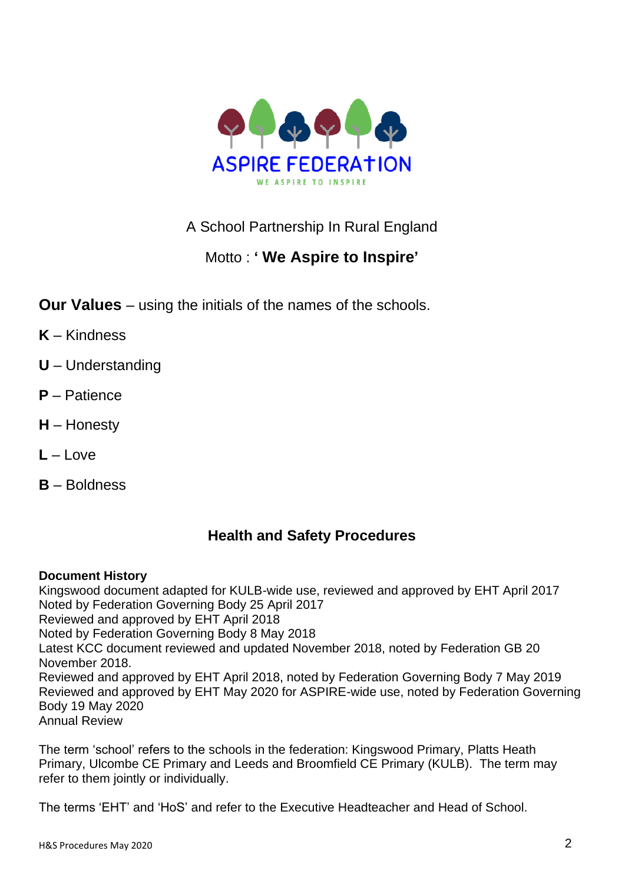ASPIRE FEDERATION

WE ASPIRE TO INSPIRE

A School Partnership In Rural England

Motto : **' We Aspire to Inspire'**

**Our Values** – using the initials of the names of the schools.

**K** – Kindness

**U** – Understanding

**P** – Patience

**H** – Honesty

**L** – Love

**B** – Boldness

## Health and Safety Procedures

**Document History**

Kingswood document adapted for KULB-wide use, reviewed and approved by EHT April 2017
Noted by Federation Governing Body 25 April 2017
Reviewed and approved by EHT April 2018
Noted by Federation Governing Body 8 May 2018
Latest KCC document reviewed and updated November 2018, noted by Federation GB 20 November 2018.
Reviewed and approved by EHT April 2018, noted by Federation Governing Body 7 May 2019
Reviewed and approved by EHT May 2020 for ASPIRE-wide use, noted by Federation Governing Body 19 May 2020
Annual Review

The term 'school' refers to the schools in the federation: Kingswood Primary, Platts Heath Primary, Ulcombe CE Primary and Leeds and Broomfield CE Primary (KULB). The term may refer to them jointly or individually.

The terms 'EHT' and 'HoS' and refer to the Executive Headteacher and Head of School.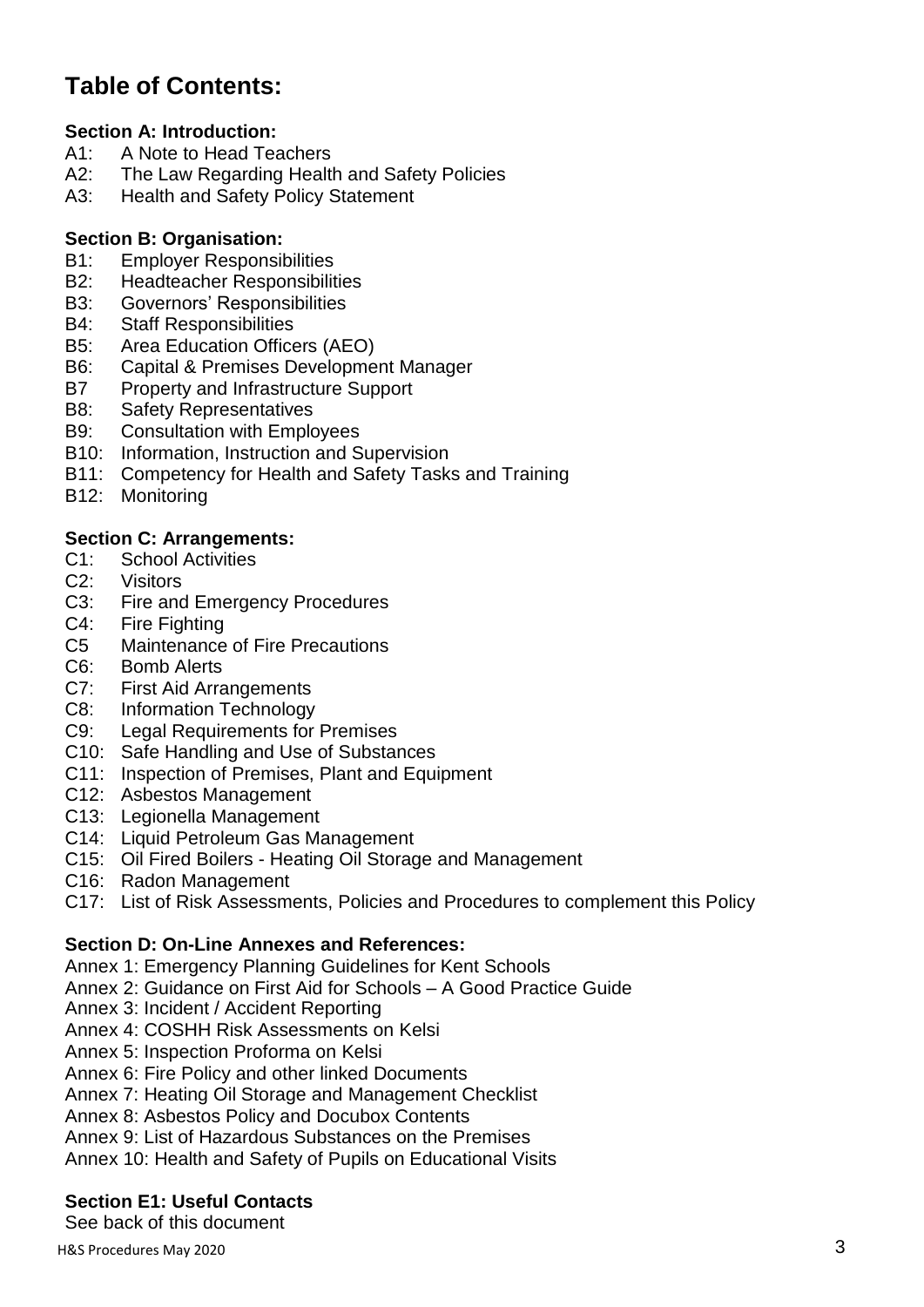# Table of Contents:

**Section A: Introduction:**

A1: A Note to Head Teachers
A2: The Law Regarding Health and Safety Policies
A3: Health and Safety Policy Statement

**Section B: Organisation:**

B1: Employer Responsibilities
B2: Headteacher Responsibilities
B3: Governors' Responsibilities
B4: Staff Responsibilities
B5: Area Education Officers (AEO)
B6: Capital & Premises Development Manager
B7 Property and Infrastructure Support
B8: Safety Representatives
B9: Consultation with Employees
B10: Information, Instruction and Supervision
B11: Competency for Health and Safety Tasks and Training
B12: Monitoring

**Section C: Arrangements:**

C1: School Activities
C2: Visitors
C3: Fire and Emergency Procedures
C4: Fire Fighting
C5 Maintenance of Fire Precautions
C6: Bomb Alerts
C7: First Aid Arrangements
C8: Information Technology
C9: Legal Requirements for Premises
C10: Safe Handling and Use of Substances
C11: Inspection of Premises, Plant and Equipment
C12: Asbestos Management
C13: Legionella Management
C14: Liquid Petroleum Gas Management
C15: Oil Fired Boilers - Heating Oil Storage and Management
C16: Radon Management
C17: List of Risk Assessments, Policies and Procedures to complement this Policy

**Section D: On-Line Annexes and References:**

Annex 1: Emergency Planning Guidelines for Kent Schools
Annex 2: Guidance on First Aid for Schools – A Good Practice Guide
Annex 3: Incident / Accident Reporting
Annex 4: COSHH Risk Assessments on Kelsi
Annex 5: Inspection Proforma on Kelsi
Annex 6: Fire Policy and other linked Documents
Annex 7: Heating Oil Storage and Management Checklist
Annex 8: Asbestos Policy and Docubox Contents
Annex 9: List of Hazardous Substances on the Premises
Annex 10: Health and Safety of Pupils on Educational Visits

**Section E1: Useful Contacts**

See back of this document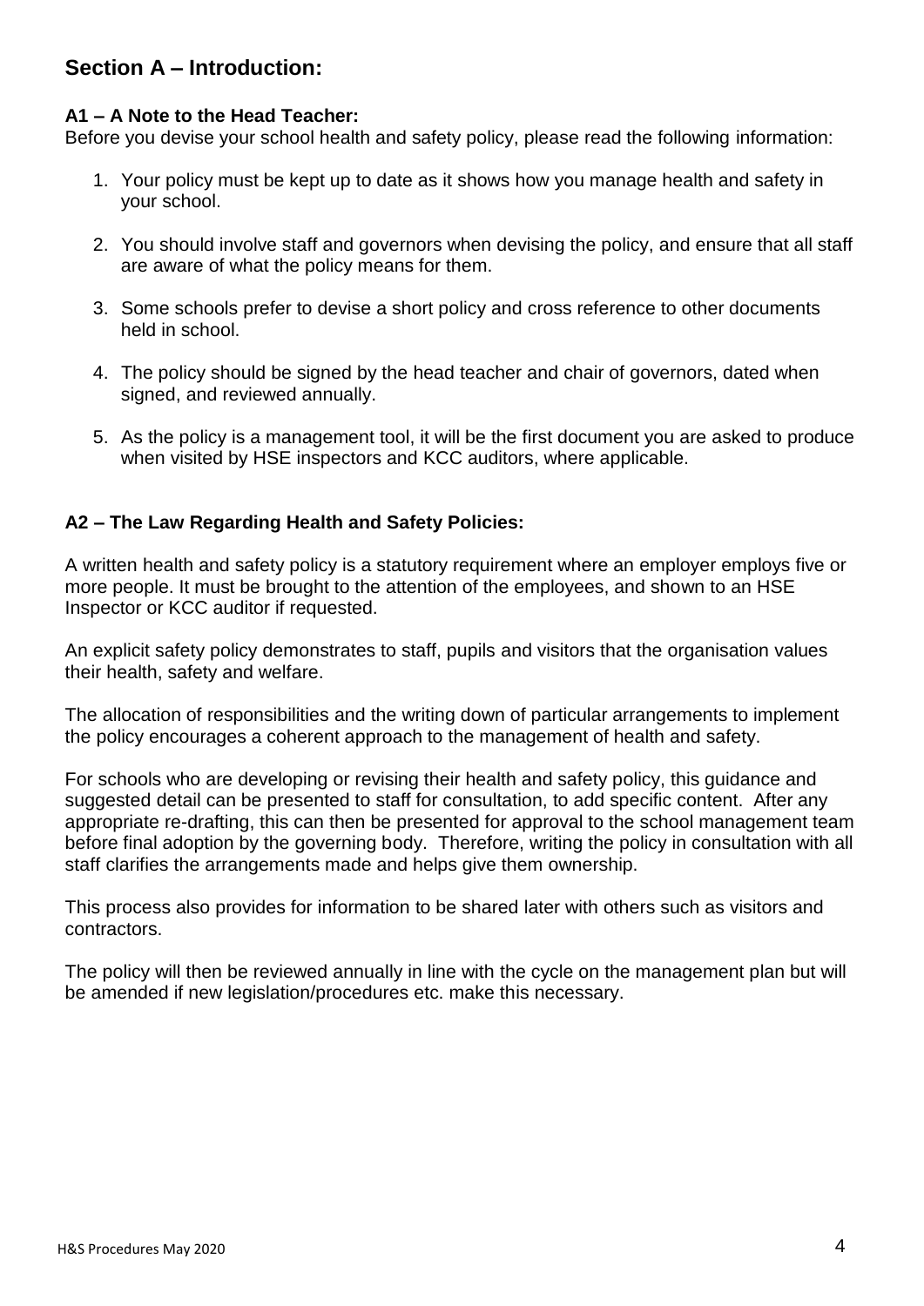## Section A – Introduction:

### A1 – A Note to the Head Teacher:

Before you devise your school health and safety policy, please read the following information:

1. Your policy must be kept up to date as it shows how you manage health and safety in your school.

2. You should involve staff and governors when devising the policy, and ensure that all staff are aware of what the policy means for them.

3. Some schools prefer to devise a short policy and cross reference to other documents held in school.

4. The policy should be signed by the head teacher and chair of governors, dated when signed, and reviewed annually.

5. As the policy is a management tool, it will be the first document you are asked to produce when visited by HSE inspectors and KCC auditors, where applicable.

### A2 – The Law Regarding Health and Safety Policies:

A written health and safety policy is a statutory requirement where an employer employs five or more people. It must be brought to the attention of the employees, and shown to an HSE Inspector or KCC auditor if requested.

An explicit safety policy demonstrates to staff, pupils and visitors that the organisation values their health, safety and welfare.

The allocation of responsibilities and the writing down of particular arrangements to implement the policy encourages a coherent approach to the management of health and safety.

For schools who are developing or revising their health and safety policy, this guidance and suggested detail can be presented to staff for consultation, to add specific content. After any appropriate re-drafting, this can then be presented for approval to the school management team before final adoption by the governing body. Therefore, writing the policy in consultation with all staff clarifies the arrangements made and helps give them ownership.

This process also provides for information to be shared later with others such as visitors and contractors.

The policy will then be reviewed annually in line with the cycle on the management plan but will be amended if new legislation/procedures etc. make this necessary.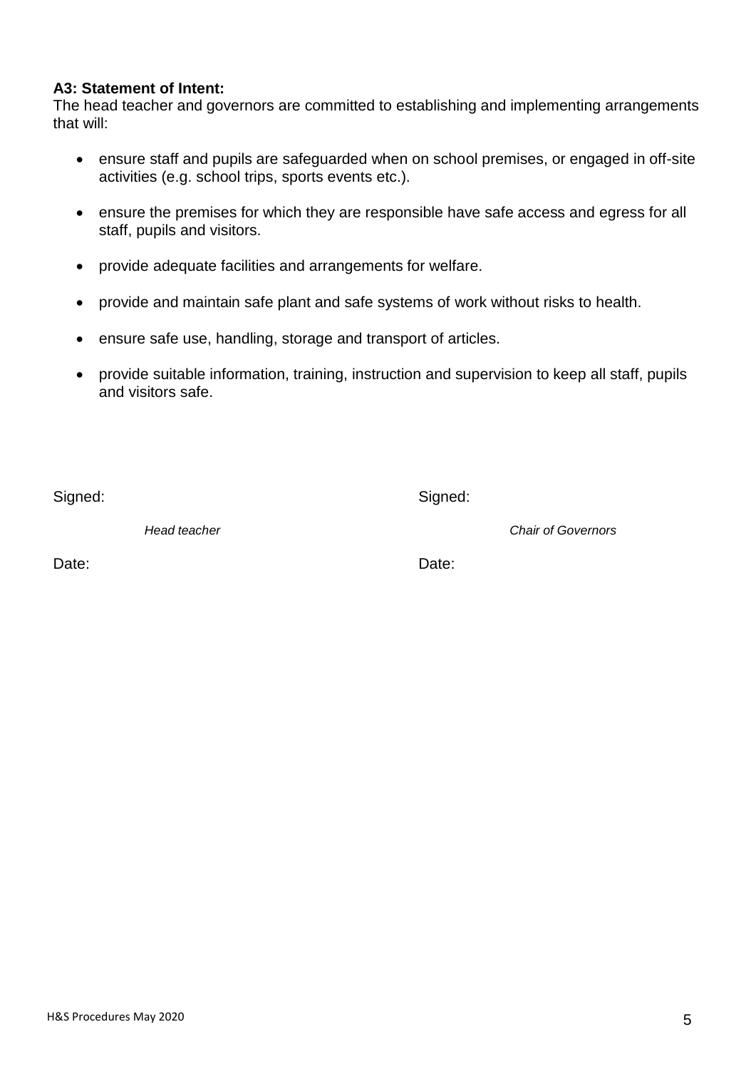**A3: Statement of Intent:**

The head teacher and governors are committed to establishing and implementing arrangements that will:

- ensure staff and pupils are safeguarded when on school premises, or engaged in off-site activities (e.g. school trips, sports events etc.).
- ensure the premises for which they are responsible have safe access and egress for all staff, pupils and visitors.
- provide adequate facilities and arrangements for welfare.
- provide and maintain safe plant and safe systems of work without risks to health.
- ensure safe use, handling, storage and transport of articles.
- provide suitable information, training, instruction and supervision to keep all staff, pupils and visitors safe.

| Signed: | Signed: |
|---|---|
| *Head teacher* | *Chair of Governors* |
| Date: | Date: |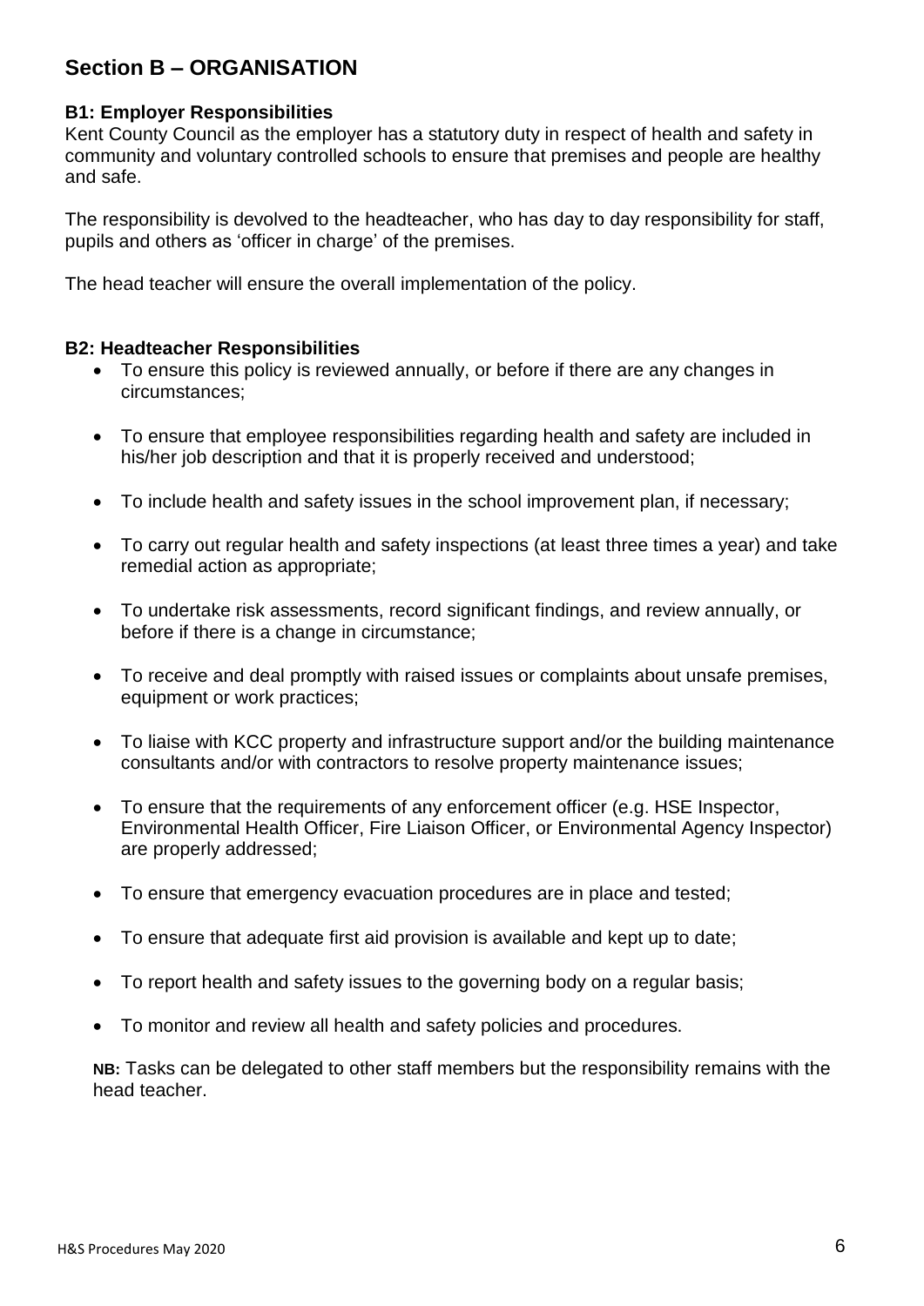## Section B – ORGANISATION

### B1: Employer Responsibilities

Kent County Council as the employer has a statutory duty in respect of health and safety in community and voluntary controlled schools to ensure that premises and people are healthy and safe.

The responsibility is devolved to the headteacher, who has day to day responsibility for staff, pupils and others as 'officer in charge' of the premises.

The head teacher will ensure the overall implementation of the policy.

### B2: Headteacher Responsibilities

- To ensure this policy is reviewed annually, or before if there are any changes in circumstances;
- To ensure that employee responsibilities regarding health and safety are included in his/her job description and that it is properly received and understood;
- To include health and safety issues in the school improvement plan, if necessary;
- To carry out regular health and safety inspections (at least three times a year) and take remedial action as appropriate;
- To undertake risk assessments, record significant findings, and review annually, or before if there is a change in circumstance;
- To receive and deal promptly with raised issues or complaints about unsafe premises, equipment or work practices;
- To liaise with KCC property and infrastructure support and/or the building maintenance consultants and/or with contractors to resolve property maintenance issues;
- To ensure that the requirements of any enforcement officer (e.g. HSE Inspector, Environmental Health Officer, Fire Liaison Officer, or Environmental Agency Inspector) are properly addressed;
- To ensure that emergency evacuation procedures are in place and tested;
- To ensure that adequate first aid provision is available and kept up to date;
- To report health and safety issues to the governing body on a regular basis;
- To monitor and review all health and safety policies and procedures.

**NB:** Tasks can be delegated to other staff members but the responsibility remains with the head teacher.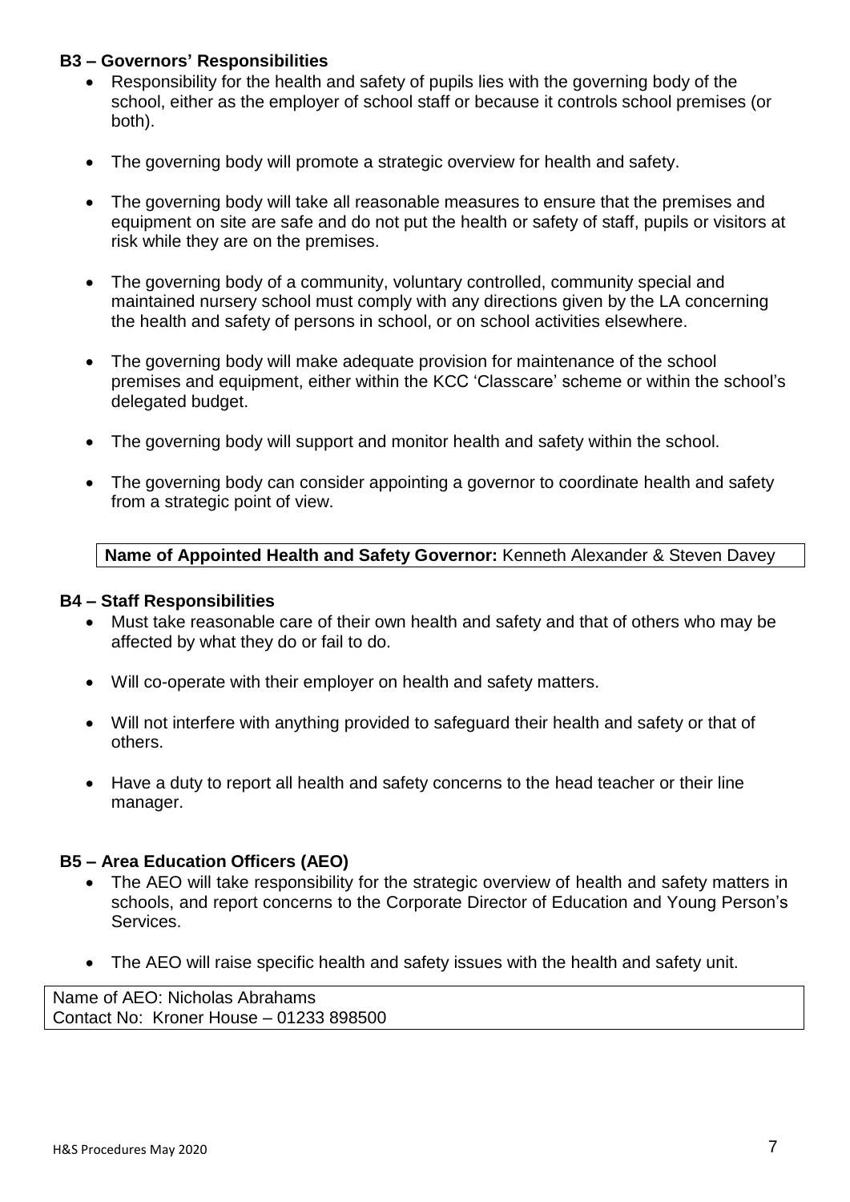### B3 – Governors' Responsibilities

- Responsibility for the health and safety of pupils lies with the governing body of the school, either as the employer of school staff or because it controls school premises (or both).
- The governing body will promote a strategic overview for health and safety.
- The governing body will take all reasonable measures to ensure that the premises and equipment on site are safe and do not put the health or safety of staff, pupils or visitors at risk while they are on the premises.
- The governing body of a community, voluntary controlled, community special and maintained nursery school must comply with any directions given by the LA concerning the health and safety of persons in school, or on school activities elsewhere.
- The governing body will make adequate provision for maintenance of the school premises and equipment, either within the KCC 'Classcare' scheme or within the school's delegated budget.
- The governing body will support and monitor health and safety within the school.
- The governing body can consider appointing a governor to coordinate health and safety from a strategic point of view.

| **Name of Appointed Health and Safety Governor:** Kenneth Alexander & Steven Davey |
|---|

### B4 – Staff Responsibilities

- Must take reasonable care of their own health and safety and that of others who may be affected by what they do or fail to do.
- Will co-operate with their employer on health and safety matters.
- Will not interfere with anything provided to safeguard their health and safety or that of others.
- Have a duty to report all health and safety concerns to the head teacher or their line manager.

### B5 – Area Education Officers (AEO)

- The AEO will take responsibility for the strategic overview of health and safety matters in schools, and report concerns to the Corporate Director of Education and Young Person's Services.
- The AEO will raise specific health and safety issues with the health and safety unit.

| Name of AEO: Nicholas Abrahams<br>Contact No: Kroner House – 01233 898500 |
|---|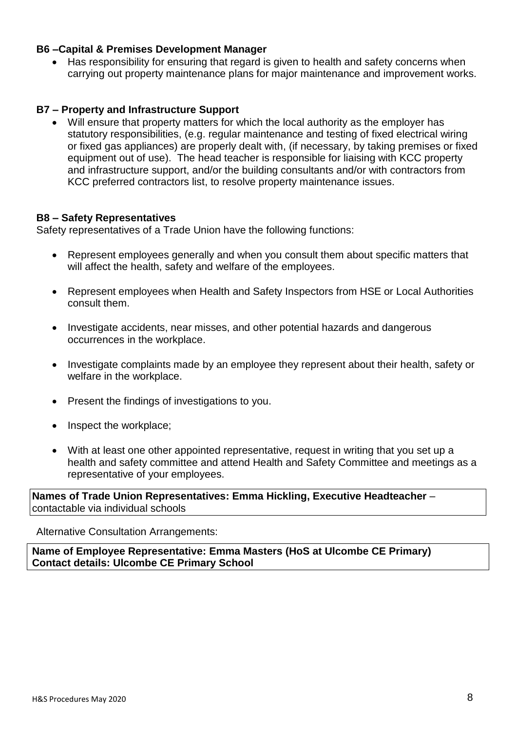**B6 –Capital & Premises Development Manager**

- Has responsibility for ensuring that regard is given to health and safety concerns when carrying out property maintenance plans for major maintenance and improvement works.

**B7 – Property and Infrastructure Support**

- Will ensure that property matters for which the local authority as the employer has statutory responsibilities, (e.g. regular maintenance and testing of fixed electrical wiring or fixed gas appliances) are properly dealt with, (if necessary, by taking premises or fixed equipment out of use). The head teacher is responsible for liaising with KCC property and infrastructure support, and/or the building consultants and/or with contractors from KCC preferred contractors list, to resolve property maintenance issues.

**B8 – Safety Representatives**

Safety representatives of a Trade Union have the following functions:

- Represent employees generally and when you consult them about specific matters that will affect the health, safety and welfare of the employees.
- Represent employees when Health and Safety Inspectors from HSE or Local Authorities consult them.
- Investigate accidents, near misses, and other potential hazards and dangerous occurrences in the workplace.
- Investigate complaints made by an employee they represent about their health, safety or welfare in the workplace.
- Present the findings of investigations to you.
- Inspect the workplace;
- With at least one other appointed representative, request in writing that you set up a health and safety committee and attend Health and Safety Committee and meetings as a representative of your employees.

| **Names of Trade Union Representatives: Emma Hickling, Executive Headteacher** – contactable via individual schools |
|---|

Alternative Consultation Arrangements:

| **Name of Employee Representative: Emma Masters (HoS at Ulcombe CE Primary)**<br>**Contact details: Ulcombe CE Primary School** |
|---|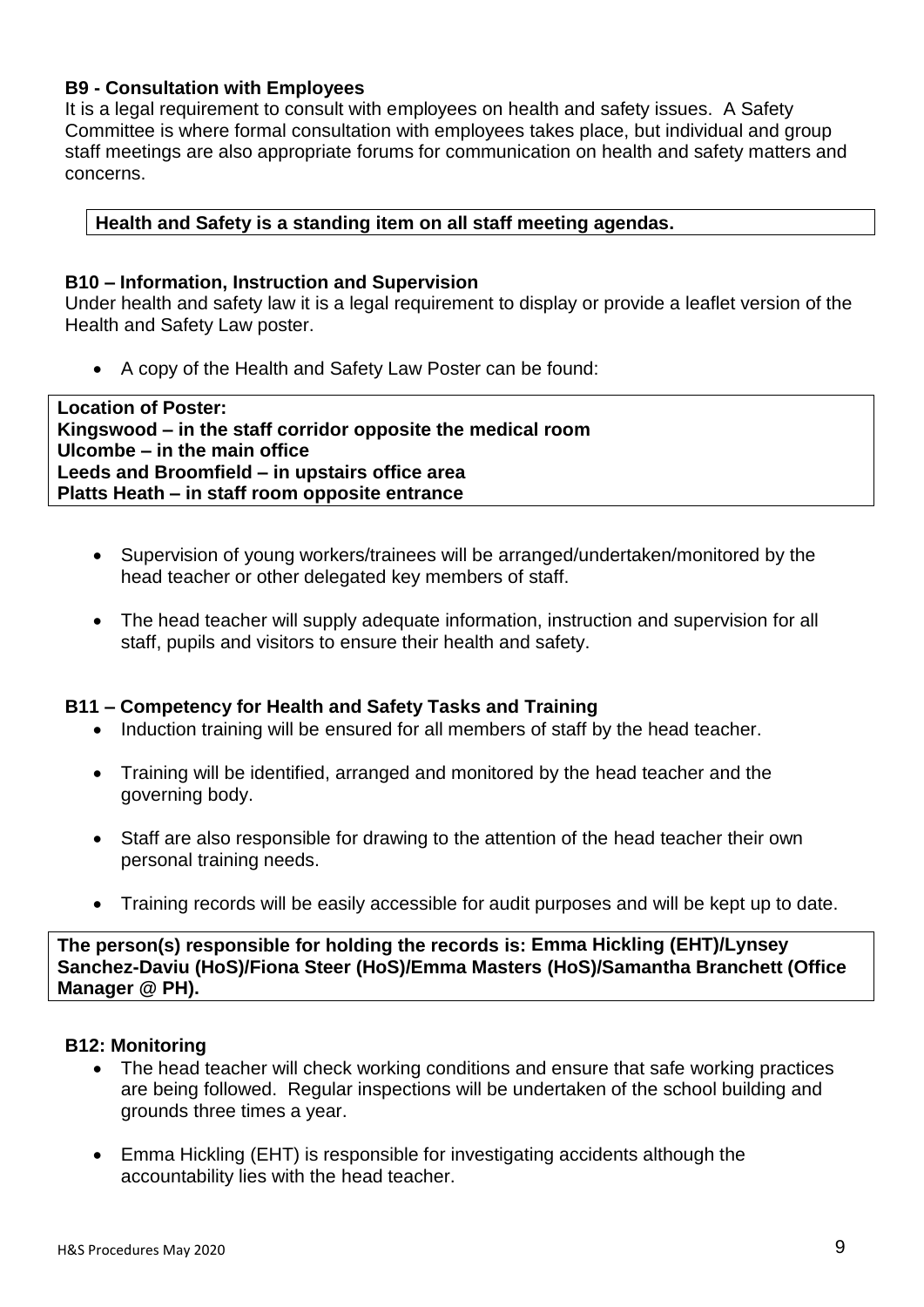### B9 - Consultation with Employees

It is a legal requirement to consult with employees on health and safety issues. A Safety Committee is where formal consultation with employees takes place, but individual and group staff meetings are also appropriate forums for communication on health and safety matters and concerns.

**Health and Safety is a standing item on all staff meeting agendas.**

### B10 – Information, Instruction and Supervision

Under health and safety law it is a legal requirement to display or provide a leaflet version of the Health and Safety Law poster.

- A copy of the Health and Safety Law Poster can be found:

**Location of Poster:**
**Kingswood – in the staff corridor opposite the medical room**
**Ulcombe – in the main office**
**Leeds and Broomfield – in upstairs office area**
**Platts Heath – in staff room opposite entrance**

- Supervision of young workers/trainees will be arranged/undertaken/monitored by the head teacher or other delegated key members of staff.

- The head teacher will supply adequate information, instruction and supervision for all staff, pupils and visitors to ensure their health and safety.

### B11 – Competency for Health and Safety Tasks and Training

- Induction training will be ensured for all members of staff by the head teacher.

- Training will be identified, arranged and monitored by the head teacher and the governing body.

- Staff are also responsible for drawing to the attention of the head teacher their own personal training needs.

- Training records will be easily accessible for audit purposes and will be kept up to date.

**The person(s) responsible for holding the records is: Emma Hickling (EHT)/Lynsey Sanchez-Daviu (HoS)/Fiona Steer (HoS)/Emma Masters (HoS)/Samantha Branchett (Office Manager @ PH).**

### B12: Monitoring

- The head teacher will check working conditions and ensure that safe working practices are being followed. Regular inspections will be undertaken of the school building and grounds three times a year.

- Emma Hickling (EHT) is responsible for investigating accidents although the accountability lies with the head teacher.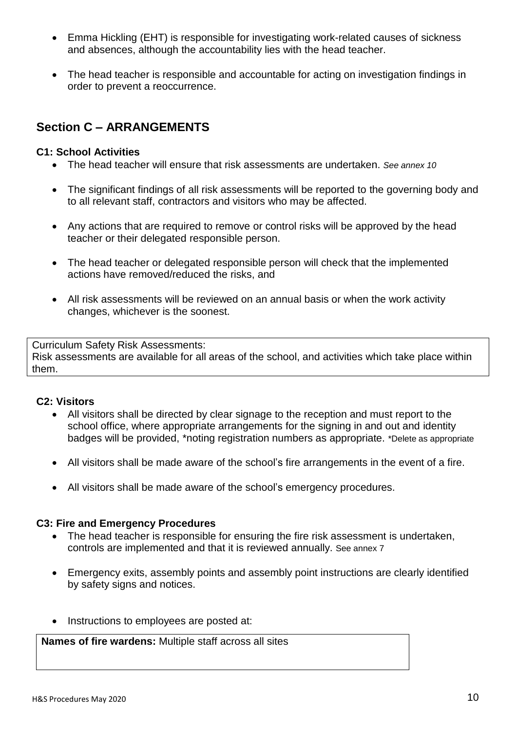- Emma Hickling (EHT) is responsible for investigating work-related causes of sickness and absences, although the accountability lies with the head teacher.

- The head teacher is responsible and accountable for acting on investigation findings in order to prevent a reoccurrence.

## Section C – ARRANGEMENTS

**C1: School Activities**

- The head teacher will ensure that risk assessments are undertaken. *See annex 10*

- The significant findings of all risk assessments will be reported to the governing body and to all relevant staff, contractors and visitors who may be affected.

- Any actions that are required to remove or control risks will be approved by the head teacher or their delegated responsible person.

- The head teacher or delegated responsible person will check that the implemented actions have removed/reduced the risks, and

- All risk assessments will be reviewed on an annual basis or when the work activity changes, whichever is the soonest.

| Curriculum Safety Risk Assessments:<br>Risk assessments are available for all areas of the school, and activities which take place within them. |
|---|

**C2: Visitors**

- All visitors shall be directed by clear signage to the reception and must report to the school office, where appropriate arrangements for the signing in and out and identity badges will be provided, *noting registration numbers as appropriate. *Delete as appropriate

- All visitors shall be made aware of the school's fire arrangements in the event of a fire.

- All visitors shall be made aware of the school's emergency procedures.

**C3: Fire and Emergency Procedures**

- The head teacher is responsible for ensuring the fire risk assessment is undertaken, controls are implemented and that it is reviewed annually. See annex 7

- Emergency exits, assembly points and assembly point instructions are clearly identified by safety signs and notices.

- Instructions to employees are posted at:

| **Names of fire wardens:** Multiple staff across all sites |
|---|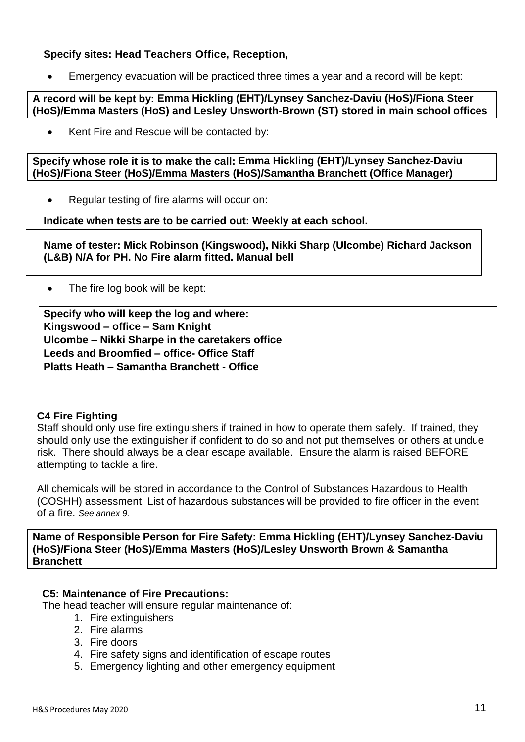**Specify sites: Head Teachers Office, Reception,**

- Emergency evacuation will be practiced three times a year and a record will be kept:

**A record will be kept by: Emma Hickling (EHT)/Lynsey Sanchez-Daviu (HoS)/Fiona Steer (HoS)/Emma Masters (HoS) and Lesley Unsworth-Brown (ST) stored in main school offices**

- Kent Fire and Rescue will be contacted by:

**Specify whose role it is to make the call: Emma Hickling (EHT)/Lynsey Sanchez-Daviu (HoS)/Fiona Steer (HoS)/Emma Masters (HoS)/Samantha Branchett (Office Manager)**

- Regular testing of fire alarms will occur on:

**Indicate when tests are to be carried out: Weekly at each school.**

**Name of tester: Mick Robinson (Kingswood), Nikki Sharp (Ulcombe) Richard Jackson (L&B) N/A for PH. No Fire alarm fitted. Manual bell**

- The fire log book will be kept:

**Specify who will keep the log and where:**
**Kingswood – office – Sam Knight**
**Ulcombe – Nikki Sharpe in the caretakers office**
**Leeds and Broomfied – office- Office Staff**
**Platts Heath – Samantha Branchett - Office**

### C4 Fire Fighting

Staff should only use fire extinguishers if trained in how to operate them safely. If trained, they should only use the extinguisher if confident to do so and not put themselves or others at undue risk. There should always be a clear escape available. Ensure the alarm is raised BEFORE attempting to tackle a fire.

All chemicals will be stored in accordance to the Control of Substances Hazardous to Health (COSHH) assessment. List of hazardous substances will be provided to fire officer in the event of a fire. *See annex 9.*

**Name of Responsible Person for Fire Safety: Emma Hickling (EHT)/Lynsey Sanchez-Daviu (HoS)/Fiona Steer (HoS)/Emma Masters (HoS)/Lesley Unsworth Brown & Samantha Branchett**

### C5: Maintenance of Fire Precautions:

The head teacher will ensure regular maintenance of:

1. Fire extinguishers
2. Fire alarms
3. Fire doors
4. Fire safety signs and identification of escape routes
5. Emergency lighting and other emergency equipment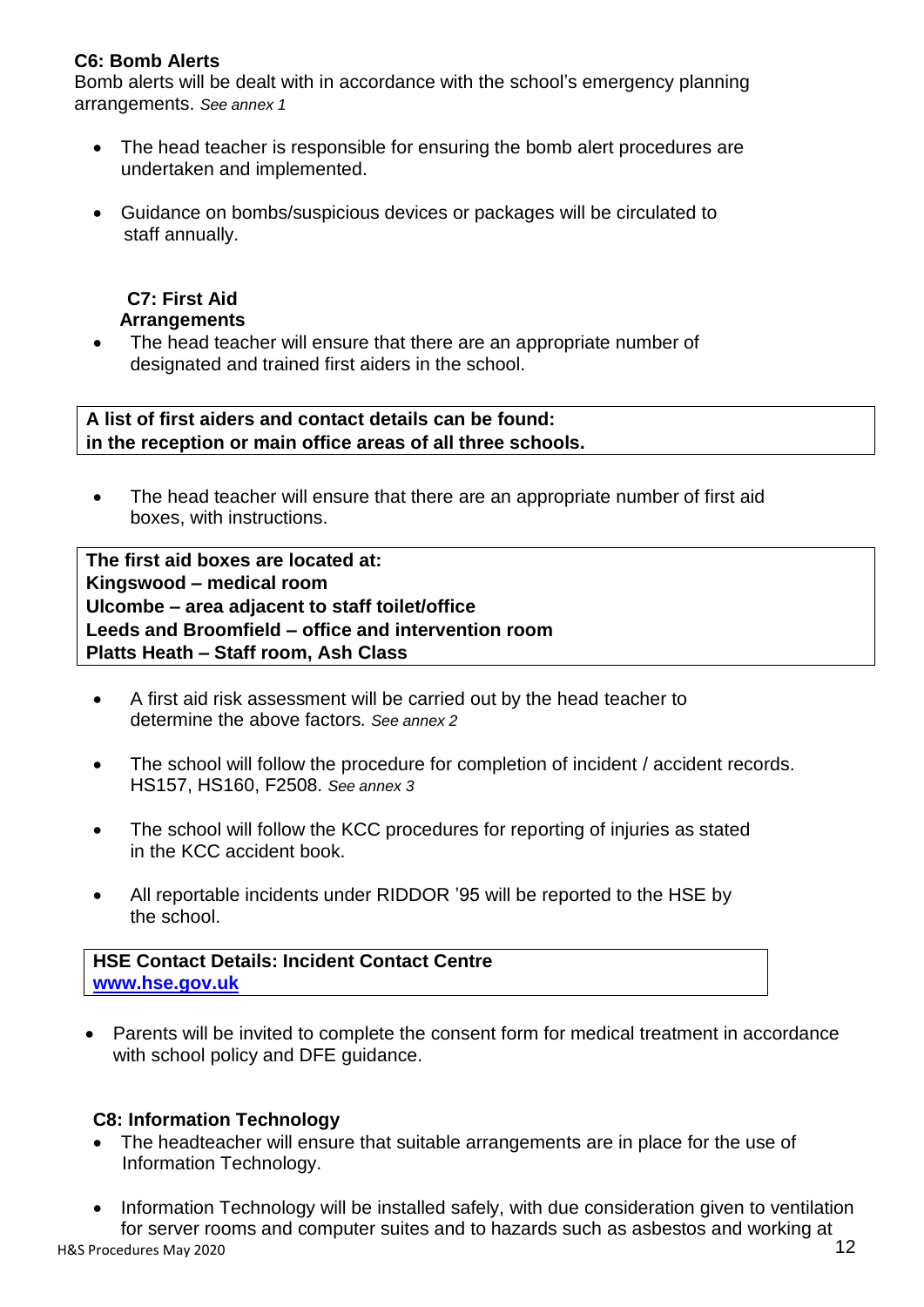**C6: Bomb Alerts**

Bomb alerts will be dealt with in accordance with the school's emergency planning arrangements. *See annex 1*

- The head teacher is responsible for ensuring the bomb alert procedures are undertaken and implemented.
- Guidance on bombs/suspicious devices or packages will be circulated to staff annually.

**C7: First Aid Arrangements**

- The head teacher will ensure that there are an appropriate number of designated and trained first aiders in the school.

**A list of first aiders and contact details can be found: in the reception or main office areas of all three schools.**

- The head teacher will ensure that there are an appropriate number of first aid boxes, with instructions.

**The first aid boxes are located at:**
**Kingswood – medical room**
**Ulcombe – area adjacent to staff toilet/office**
**Leeds and Broomfield – office and intervention room**
**Platts Heath – Staff room, Ash Class**

- A first aid risk assessment will be carried out by the head teacher to determine the above factors. *See annex 2*
- The school will follow the procedure for completion of incident / accident records. HS157, HS160, F2508. *See annex 3*
- The school will follow the KCC procedures for reporting of injuries as stated in the KCC accident book.
- All reportable incidents under RIDDOR '95 will be reported to the HSE by the school.

**HSE Contact Details: Incident Contact Centre**
**[www.hse.gov.uk](http://www.hse.gov.uk)**

- Parents will be invited to complete the consent form for medical treatment in accordance with school policy and DFE guidance.

**C8: Information Technology**

- The headteacher will ensure that suitable arrangements are in place for the use of Information Technology.
- Information Technology will be installed safely, with due consideration given to ventilation for server rooms and computer suites and to hazards such as asbestos and working at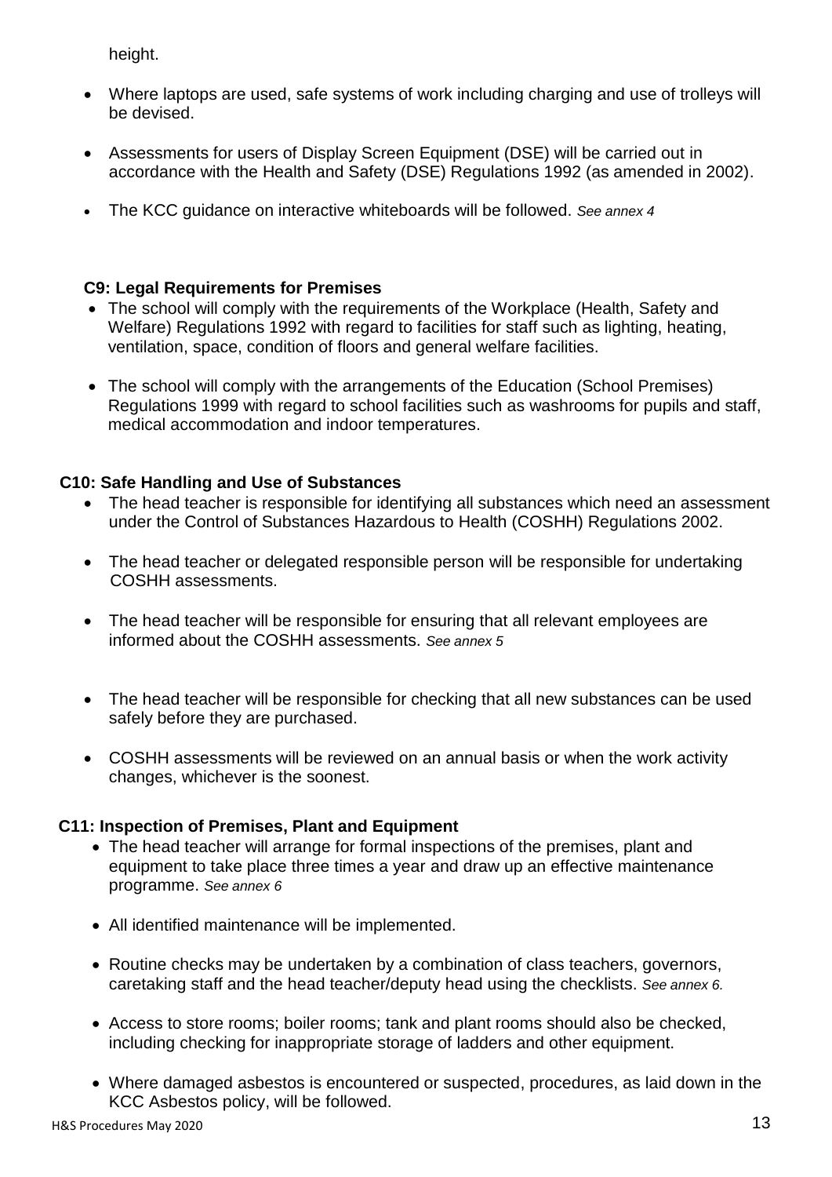height.

- Where laptops are used, safe systems of work including charging and use of trolleys will be devised.
- Assessments for users of Display Screen Equipment (DSE) will be carried out in accordance with the Health and Safety (DSE) Regulations 1992 (as amended in 2002).
- The KCC guidance on interactive whiteboards will be followed. *See annex 4*

### C9: Legal Requirements for Premises

- The school will comply with the requirements of the Workplace (Health, Safety and Welfare) Regulations 1992 with regard to facilities for staff such as lighting, heating, ventilation, space, condition of floors and general welfare facilities.
- The school will comply with the arrangements of the Education (School Premises) Regulations 1999 with regard to school facilities such as washrooms for pupils and staff, medical accommodation and indoor temperatures.

### C10: Safe Handling and Use of Substances

- The head teacher is responsible for identifying all substances which need an assessment under the Control of Substances Hazardous to Health (COSHH) Regulations 2002.
- The head teacher or delegated responsible person will be responsible for undertaking COSHH assessments.
- The head teacher will be responsible for ensuring that all relevant employees are informed about the COSHH assessments. *See annex 5*
- The head teacher will be responsible for checking that all new substances can be used safely before they are purchased.
- COSHH assessments will be reviewed on an annual basis or when the work activity changes, whichever is the soonest.

### C11: Inspection of Premises, Plant and Equipment

- The head teacher will arrange for formal inspections of the premises, plant and equipment to take place three times a year and draw up an effective maintenance programme. *See annex 6*
- All identified maintenance will be implemented.
- Routine checks may be undertaken by a combination of class teachers, governors, caretaking staff and the head teacher/deputy head using the checklists. *See annex 6.*
- Access to store rooms; boiler rooms; tank and plant rooms should also be checked, including checking for inappropriate storage of ladders and other equipment.
- Where damaged asbestos is encountered or suspected, procedures, as laid down in the KCC Asbestos policy, will be followed.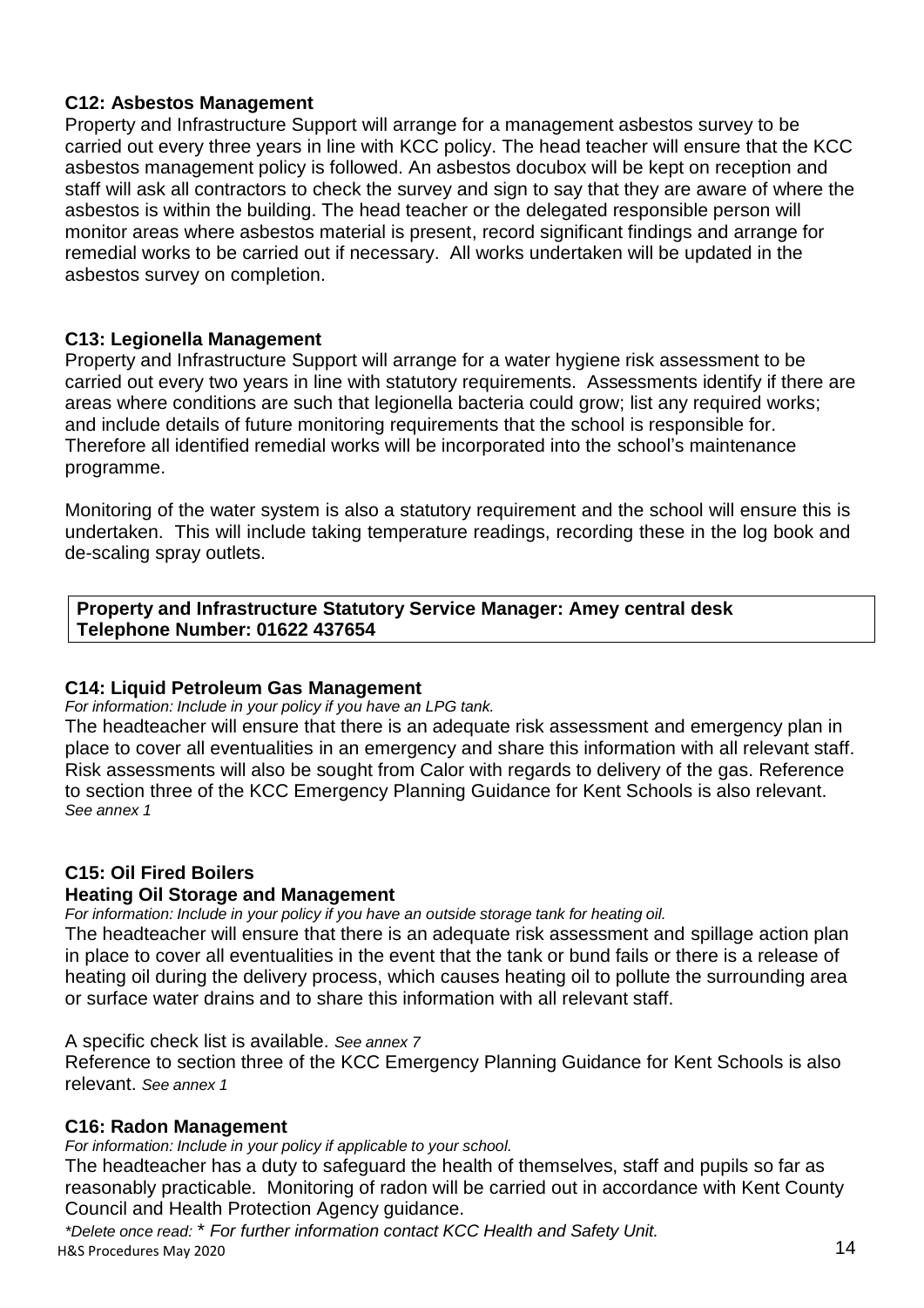### C12: Asbestos Management

Property and Infrastructure Support will arrange for a management asbestos survey to be carried out every three years in line with KCC policy. The head teacher will ensure that the KCC asbestos management policy is followed. An asbestos docubox will be kept on reception and staff will ask all contractors to check the survey and sign to say that they are aware of where the asbestos is within the building. The head teacher or the delegated responsible person will monitor areas where asbestos material is present, record significant findings and arrange for remedial works to be carried out if necessary. All works undertaken will be updated in the asbestos survey on completion.

### C13: Legionella Management

Property and Infrastructure Support will arrange for a water hygiene risk assessment to be carried out every two years in line with statutory requirements. Assessments identify if there are areas where conditions are such that legionella bacteria could grow; list any required works; and include details of future monitoring requirements that the school is responsible for. Therefore all identified remedial works will be incorporated into the school's maintenance programme.

Monitoring of the water system is also a statutory requirement and the school will ensure this is undertaken. This will include taking temperature readings, recording these in the log book and de-scaling spray outlets.

| **Property and Infrastructure Statutory Service Manager: Amey central desk**<br>**Telephone Number: 01622 437654** |
|---|

### C14: Liquid Petroleum Gas Management

*For information: Include in your policy if you have an LPG tank.*

The headteacher will ensure that there is an adequate risk assessment and emergency plan in place to cover all eventualities in an emergency and share this information with all relevant staff. Risk assessments will also be sought from Calor with regards to delivery of the gas. Reference to section three of the KCC Emergency Planning Guidance for Kent Schools is also relevant. *See annex 1*

### C15: Oil Fired Boilers

#### Heating Oil Storage and Management

*For information: Include in your policy if you have an outside storage tank for heating oil.*

The headteacher will ensure that there is an adequate risk assessment and spillage action plan in place to cover all eventualities in the event that the tank or bund fails or there is a release of heating oil during the delivery process, which causes heating oil to pollute the surrounding area or surface water drains and to share this information with all relevant staff.

A specific check list is available. *See annex 7*

Reference to section three of the KCC Emergency Planning Guidance for Kent Schools is also relevant. *See annex 1*

### C16: Radon Management

*For information: Include in your policy if applicable to your school.*

The headteacher has a duty to safeguard the health of themselves, staff and pupils so far as reasonably practicable. Monitoring of radon will be carried out in accordance with Kent County Council and Health Protection Agency guidance.

*\*Delete once read: \* For further information contact KCC Health and Safety Unit.*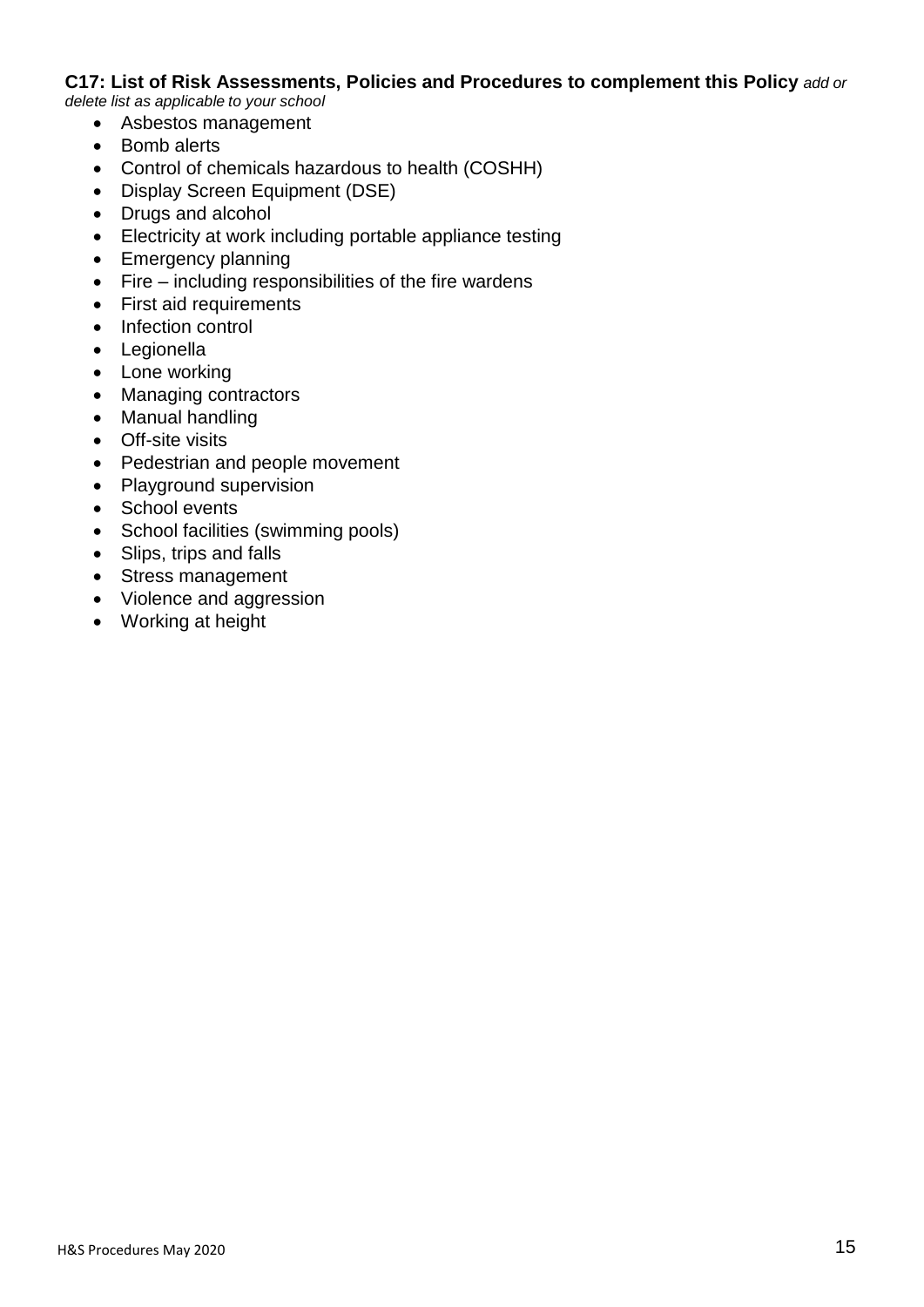**C17: List of Risk Assessments, Policies and Procedures to complement this Policy** *add or delete list as applicable to your school*

- Asbestos management
- Bomb alerts
- Control of chemicals hazardous to health (COSHH)
- Display Screen Equipment (DSE)
- Drugs and alcohol
- Electricity at work including portable appliance testing
- Emergency planning
- Fire – including responsibilities of the fire wardens
- First aid requirements
- Infection control
- Legionella
- Lone working
- Managing contractors
- Manual handling
- Off-site visits
- Pedestrian and people movement
- Playground supervision
- School events
- School facilities (swimming pools)
- Slips, trips and falls
- Stress management
- Violence and aggression
- Working at height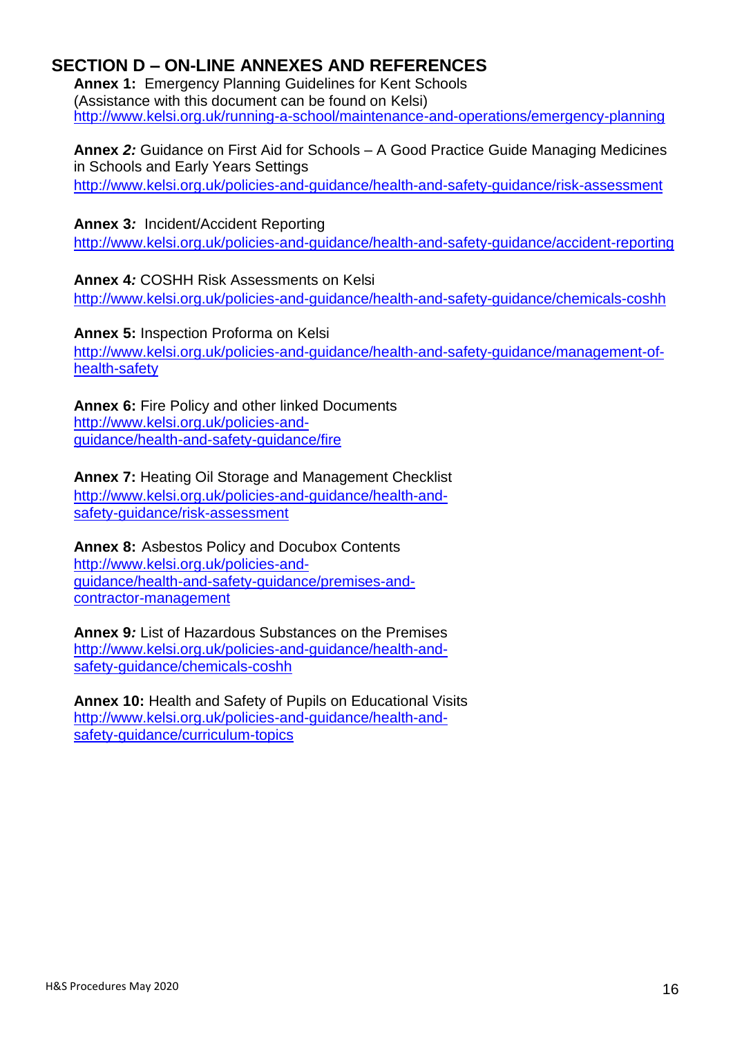## SECTION D – ON-LINE ANNEXES AND REFERENCES

**Annex 1:** Emergency Planning Guidelines for Kent Schools
(Assistance with this document can be found on Kelsi)
http://www.kelsi.org.uk/running-a-school/maintenance-and-operations/emergency-planning

**Annex *2:*** Guidance on First Aid for Schools – A Good Practice Guide Managing Medicines in Schools and Early Years Settings
http://www.kelsi.org.uk/policies-and-guidance/health-and-safety-guidance/risk-assessment

**Annex 3*:*** Incident/Accident Reporting
http://www.kelsi.org.uk/policies-and-guidance/health-and-safety-guidance/accident-reporting

**Annex 4*:*** COSHH Risk Assessments on Kelsi
http://www.kelsi.org.uk/policies-and-guidance/health-and-safety-guidance/chemicals-coshh

**Annex 5:** Inspection Proforma on Kelsi
http://www.kelsi.org.uk/policies-and-guidance/health-and-safety-guidance/management-of-health-safety

**Annex 6:** Fire Policy and other linked Documents
http://www.kelsi.org.uk/policies-and-guidance/health-and-safety-guidance/fire

**Annex 7:** Heating Oil Storage and Management Checklist
http://www.kelsi.org.uk/policies-and-guidance/health-and-safety-guidance/risk-assessment

**Annex 8:** Asbestos Policy and Docubox Contents
http://www.kelsi.org.uk/policies-and-guidance/health-and-safety-guidance/premises-and-contractor-management

**Annex 9*:*** List of Hazardous Substances on the Premises
http://www.kelsi.org.uk/policies-and-guidance/health-and-safety-guidance/chemicals-coshh

**Annex 10:** Health and Safety of Pupils on Educational Visits
http://www.kelsi.org.uk/policies-and-guidance/health-and-safety-guidance/curriculum-topics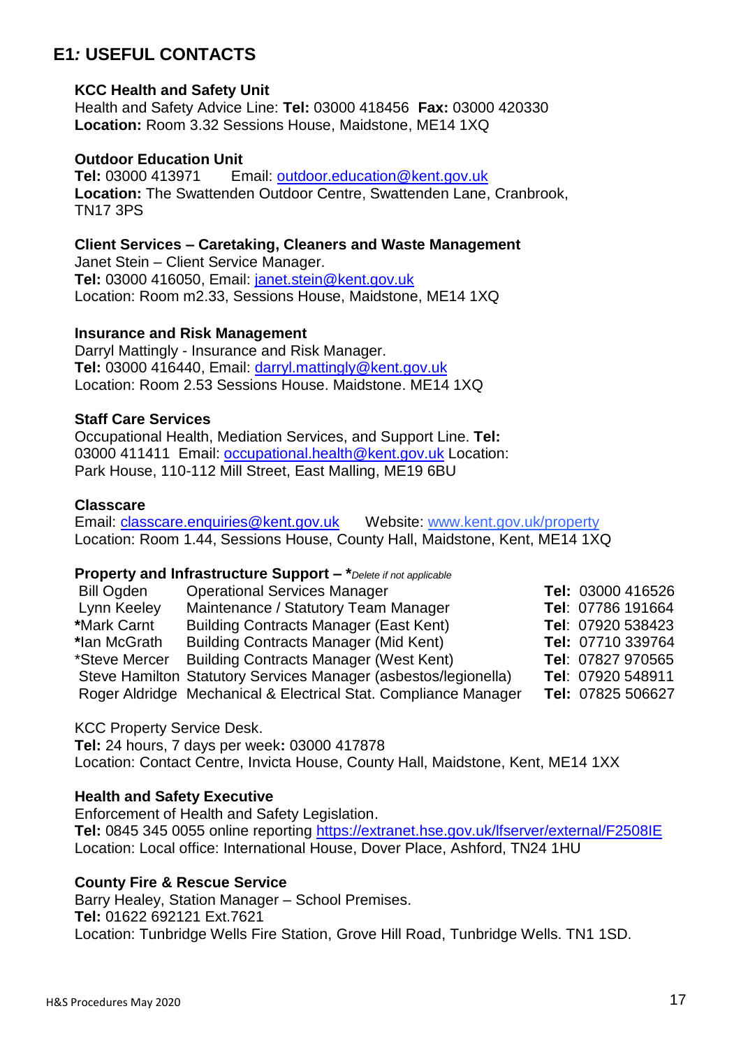## E1*:* USEFUL CONTACTS

**KCC Health and Safety Unit**
Health and Safety Advice Line: **Tel:** 03000 418456 **Fax:** 03000 420330
**Location:** Room 3.32 Sessions House, Maidstone, ME14 1XQ

**Outdoor Education Unit**
**Tel:** 03000 413971 Email: outdoor.education@kent.gov.uk
**Location:** The Swattenden Outdoor Centre, Swattenden Lane, Cranbrook, TN17 3PS

**Client Services – Caretaking, Cleaners and Waste Management**
Janet Stein – Client Service Manager.
**Tel:** 03000 416050, Email: janet.stein@kent.gov.uk
Location: Room m2.33, Sessions House, Maidstone, ME14 1XQ

**Insurance and Risk Management**
Darryl Mattingly - Insurance and Risk Manager.
**Tel:** 03000 416440, Email: darryl.mattingly@kent.gov.uk
Location: Room 2.53 Sessions House. Maidstone. ME14 1XQ

**Staff Care Services**
Occupational Health, Mediation Services, and Support Line. **Tel:** 03000 411411 Email: occupational.health@kent.gov.uk Location: Park House, 110-112 Mill Street, East Malling, ME19 6BU

**Classcare**
Email: classcare.enquiries@kent.gov.uk Website: www.kent.gov.uk/property
Location: Room 1.44, Sessions House, County Hall, Maidstone, Kent, ME14 1XQ

**Property and Infrastructure Support – ****Delete if not applicable*

| | | |
|---|---|---|
| Bill Ogden | Operational Services Manager | **Tel:** 03000 416526 |
| Lynn Keeley | Maintenance / Statutory Team Manager | **Tel**: 07786 191664 |
| ***Mark Carnt** | Building Contracts Manager (East Kent) | **Tel**: 07920 538423 |
| ***Ian McGrath** | Building Contracts Manager (Mid Kent) | **Tel:** 07710 339764 |
| *Steve Mercer | Building Contracts Manager (West Kent) | **Tel**: 07827 970565 |
| Steve Hamilton | Statutory Services Manager (asbestos/legionella) | **Tel**: 07920 548911 |
| Roger Aldridge | Mechanical & Electrical Stat. Compliance Manager | **Tel:** 07825 506627 |

KCC Property Service Desk.
**Tel:** 24 hours, 7 days per week**:** 03000 417878
Location: Contact Centre, Invicta House, County Hall, Maidstone, Kent, ME14 1XX

**Health and Safety Executive**
Enforcement of Health and Safety Legislation.
**Tel:** 0845 345 0055 online reporting https://extranet.hse.gov.uk/lfserver/external/F2508IE
Location: Local office: International House, Dover Place, Ashford, TN24 1HU

**County Fire & Rescue Service**
Barry Healey, Station Manager – School Premises.
**Tel:** 01622 692121 Ext.7621
Location: Tunbridge Wells Fire Station, Grove Hill Road, Tunbridge Wells. TN1 1SD.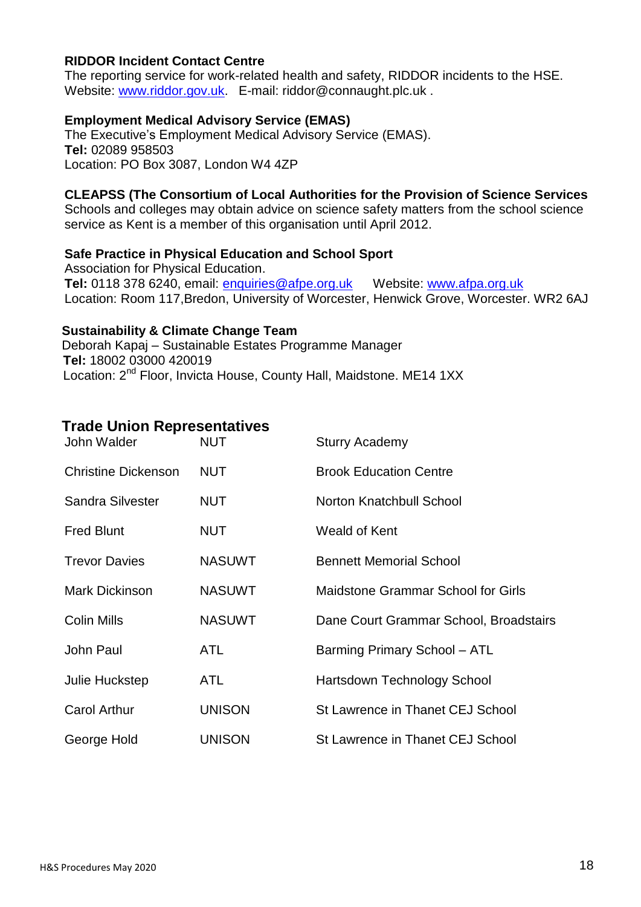**RIDDOR Incident Contact Centre**
The reporting service for work-related health and safety, RIDDOR incidents to the HSE.
Website: www.riddor.gov.uk. E-mail: riddor@connaught.plc.uk .

**Employment Medical Advisory Service (EMAS)**
The Executive's Employment Medical Advisory Service (EMAS).
**Tel:** 02089 958503
Location: PO Box 3087, London W4 4ZP

**CLEAPSS (The Consortium of Local Authorities for the Provision of Science Services**
Schools and colleges may obtain advice on science safety matters from the school science service as Kent is a member of this organisation until April 2012.

**Safe Practice in Physical Education and School Sport**
Association for Physical Education.
**Tel:** 0118 378 6240, email: enquiries@afpe.org.uk Website: www.afpa.org.uk
Location: Room 117,Bredon, University of Worcester, Henwick Grove, Worcester. WR2 6AJ

**Sustainability & Climate Change Team**
Deborah Kapaj – Sustainable Estates Programme Manager
**Tel:** 18002 03000 420019
Location: 2nd Floor, Invicta House, County Hall, Maidstone. ME14 1XX

## Trade Union Representatives

| | | |
|---|---|---|
| John Walder | NUT | Sturry Academy |
| Christine Dickenson | NUT | Brook Education Centre |
| Sandra Silvester | NUT | Norton Knatchbull School |
| Fred Blunt | NUT | Weald of Kent |
| Trevor Davies | NASUWT | Bennett Memorial School |
| Mark Dickinson | NASUWT | Maidstone Grammar School for Girls |
| Colin Mills | NASUWT | Dane Court Grammar School, Broadstairs |
| John Paul | ATL | Barming Primary School – ATL |
| Julie Huckstep | ATL | Hartsdown Technology School |
| Carol Arthur | UNISON | St Lawrence in Thanet CEJ School |
| George Hold | UNISON | St Lawrence in Thanet CEJ School |